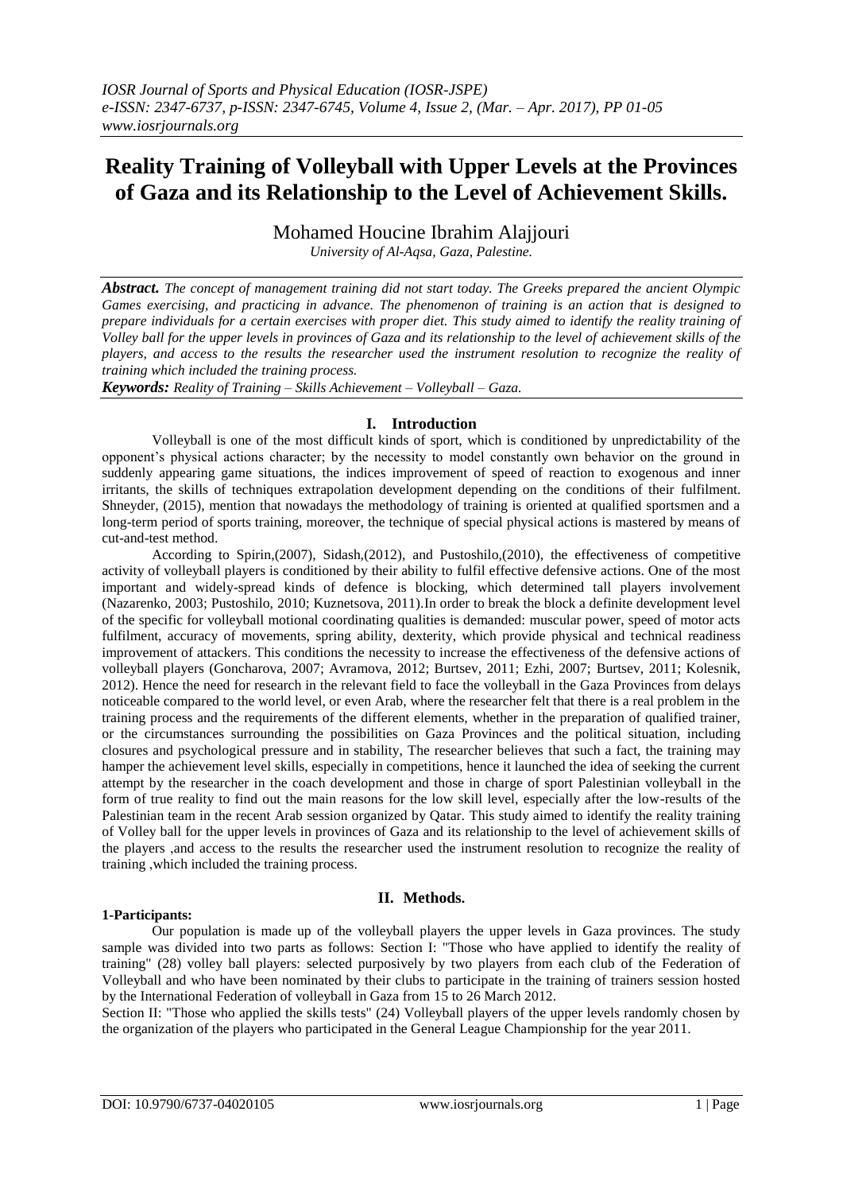# Reality Training of Volleyball with Upper Levels at the Provinces of Gaza and its Relationship to the Level of Achievement Skills.

Mohamed Houcine Ibrahim Alajjouri

*University of Al-Aqsa, Gaza, Palestine.*

***Abstract.*** *The concept of management training did not start today. The Greeks prepared the ancient Olympic Games exercising, and practicing in advance. The phenomenon of training is an action that is designed to prepare individuals for a certain exercises with proper diet. This study aimed to identify the reality training of Volley ball for the upper levels in provinces of Gaza and its relationship to the level of achievement skills of the players, and access to the results the researcher used the instrument resolution to recognize the reality of training which included the training process.*

***Keywords:*** *Reality of Training – Skills Achievement – Volleyball – Gaza.*

## I. Introduction

Volleyball is one of the most difficult kinds of sport, which is conditioned by unpredictability of the opponent's physical actions character; by the necessity to model constantly own behavior on the ground in suddenly appearing game situations, the indices improvement of speed of reaction to exogenous and inner irritants, the skills of techniques extrapolation development depending on the conditions of their fulfilment. Shneyder, (2015), mention that nowadays the methodology of training is oriented at qualified sportsmen and a long-term period of sports training, moreover, the technique of special physical actions is mastered by means of cut-and-test method.

According to Spirin,(2007), Sidash,(2012), and Pustoshilo,(2010), the effectiveness of competitive activity of volleyball players is conditioned by their ability to fulfil effective defensive actions. One of the most important and widely-spread kinds of defence is blocking, which determined tall players involvement (Nazarenko, 2003; Pustoshilo, 2010; Kuznetsova, 2011).In order to break the block a definite development level of the specific for volleyball motional coordinating qualities is demanded: muscular power, speed of motor acts fulfilment, accuracy of movements, spring ability, dexterity, which provide physical and technical readiness improvement of attackers. This conditions the necessity to increase the effectiveness of the defensive actions of volleyball players (Goncharova, 2007; Avramova, 2012; Burtsev, 2011; Ezhi, 2007; Burtsev, 2011; Kolesnik, 2012). Hence the need for research in the relevant field to face the volleyball in the Gaza Provinces from delays noticeable compared to the world level, or even Arab, where the researcher felt that there is a real problem in the training process and the requirements of the different elements, whether in the preparation of qualified trainer, or the circumstances surrounding the possibilities on Gaza Provinces and the political situation, including closures and psychological pressure and in stability, The researcher believes that such a fact, the training may hamper the achievement level skills, especially in competitions, hence it launched the idea of seeking the current attempt by the researcher in the coach development and those in charge of sport Palestinian volleyball in the form of true reality to find out the main reasons for the low skill level, especially after the low-results of the Palestinian team in the recent Arab session organized by Qatar. This study aimed to identify the reality training of Volley ball for the upper levels in provinces of Gaza and its relationship to the level of achievement skills of the players ,and access to the results the researcher used the instrument resolution to recognize the reality of training ,which included the training process.

## II. Methods.

**1-Participants:**

Our population is made up of the volleyball players the upper levels in Gaza provinces. The study sample was divided into two parts as follows: Section I: "Those who have applied to identify the reality of training" (28) volley ball players: selected purposively by two players from each club of the Federation of Volleyball and who have been nominated by their clubs to participate in the training of trainers session hosted by the International Federation of volleyball in Gaza from 15 to 26 March 2012.

Section II: "Those who applied the skills tests" (24) Volleyball players of the upper levels randomly chosen by the organization of the players who participated in the General League Championship for the year 2011.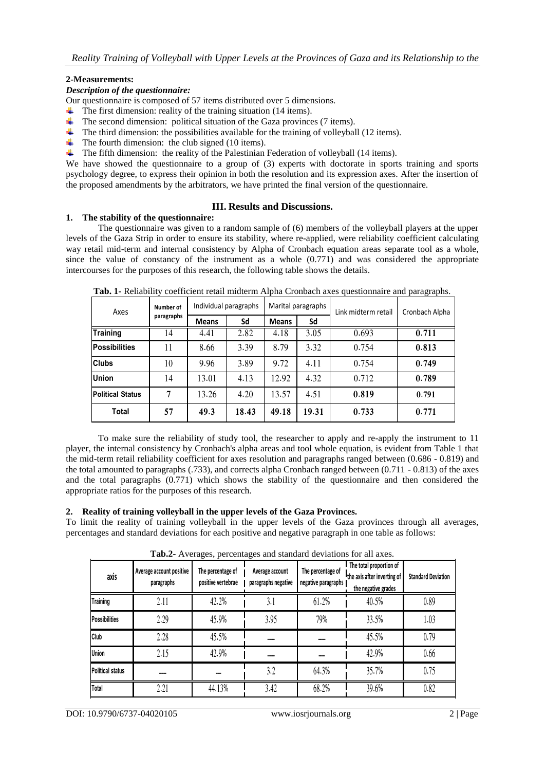**2-Measurements:**

***Description of the questionnaire:***

Our questionnaire is composed of 57 items distributed over 5 dimensions.

- The first dimension: reality of the training situation (14 items).
- The second dimension: political situation of the Gaza provinces (7 items).
- The third dimension: the possibilities available for the training of volleyball (12 items).
- The fourth dimension: the club signed (10 items).
- The fifth dimension: the reality of the Palestinian Federation of volleyball (14 items).

We have showed the questionnaire to a group of (3) experts with doctorate in sports training and sports psychology degree, to express their opinion in both the resolution and its expression axes. After the insertion of the proposed amendments by the arbitrators, we have printed the final version of the questionnaire.

## III. Results and Discussions.

### 1. The stability of the questionnaire:

The questionnaire was given to a random sample of (6) members of the volleyball players at the upper levels of the Gaza Strip in order to ensure its stability, where re-applied, were reliability coefficient calculating way retail mid-term and internal consistency by Alpha of Cronbach equation areas separate tool as a whole, since the value of constancy of the instrument as a whole (0.771) and was considered the appropriate intercourses for the purposes of this research, the following table shows the details.

**Tab. 1**- Reliability coefficient retail midterm Alpha Cronbach axes questionnaire and paragraphs.

| Axes | Number of paragraphs | Individual paragraphs | | Marital paragraphs | | Link midterm retail | Cronbach Alpha |
|---|---|---|---|---|---|---|---|
| | | **Means** | **Sd** | **Means** | **Sd** | | |
| **Training** | 14 | 4.41 | 2.82 | 4.18 | 3.05 | 0.693 | **0.711** |
| **Possibilities** | 11 | 8.66 | 3.39 | 8.79 | 3.32 | 0.754 | **0.813** |
| **Clubs** | 10 | 9.96 | 3.89 | 9.72 | 4.11 | 0.754 | **0.749** |
| **Union** | 14 | 13.01 | 4.13 | 12.92 | 4.32 | 0.712 | **0.789** |
| **Political Status** | **7** | 13.26 | 4.20 | 13.57 | 4.51 | **0.819** | **0.791** |
| **Total** | **57** | **49.3** | **18.43** | **49.18** | **19.31** | **0.733** | **0.771** |

To make sure the reliability of study tool, the researcher to apply and re-apply the instrument to 11 player, the internal consistency by Cronbach's alpha areas and tool whole equation, is evident from Table 1 that the mid-term retail reliability coefficient for axes resolution and paragraphs ranged between (0.686 - 0.819) and the total amounted to paragraphs (.733), and corrects alpha Cronbach ranged between (0.711 - 0.813) of the axes and the total paragraphs (0.771) which shows the stability of the questionnaire and then considered the appropriate ratios for the purposes of this research.

### 2. Reality of training volleyball in the upper levels of the Gaza Provinces.

To limit the reality of training volleyball in the upper levels of the Gaza provinces through all averages, percentages and standard deviations for each positive and negative paragraph in one table as follows:

**Tab.2**- Averages, percentages and standard deviations for all axes.

| axis | Average account positive paragraphs | The percentage of positive vertebrae | Average account paragraphs negative | The percentage of negative paragraphs | The total proportion of the axis after inverting of the negative grades | Standard Deviation |
|---|---|---|---|---|---|---|
| Training | 2.11 | 42.2% | 3.1 | 61.2% | 40.5% | 0.89 |
| Possibilities | 2.29 | 45.9% | 3.95 | 79% | 33.5% | 1.03 |
| Club | 2.28 | 45.5% | — | — | 45.5% | 0.79 |
| Union | 2.15 | 42.9% | — | — | 42.9% | 0.66 |
| Political status | — | — | 3.2 | 64.3% | 35.7% | 0.75 |
| Total | 2.21 | 44.13% | 3.42 | 68.2% | 39.6% | 0.82 |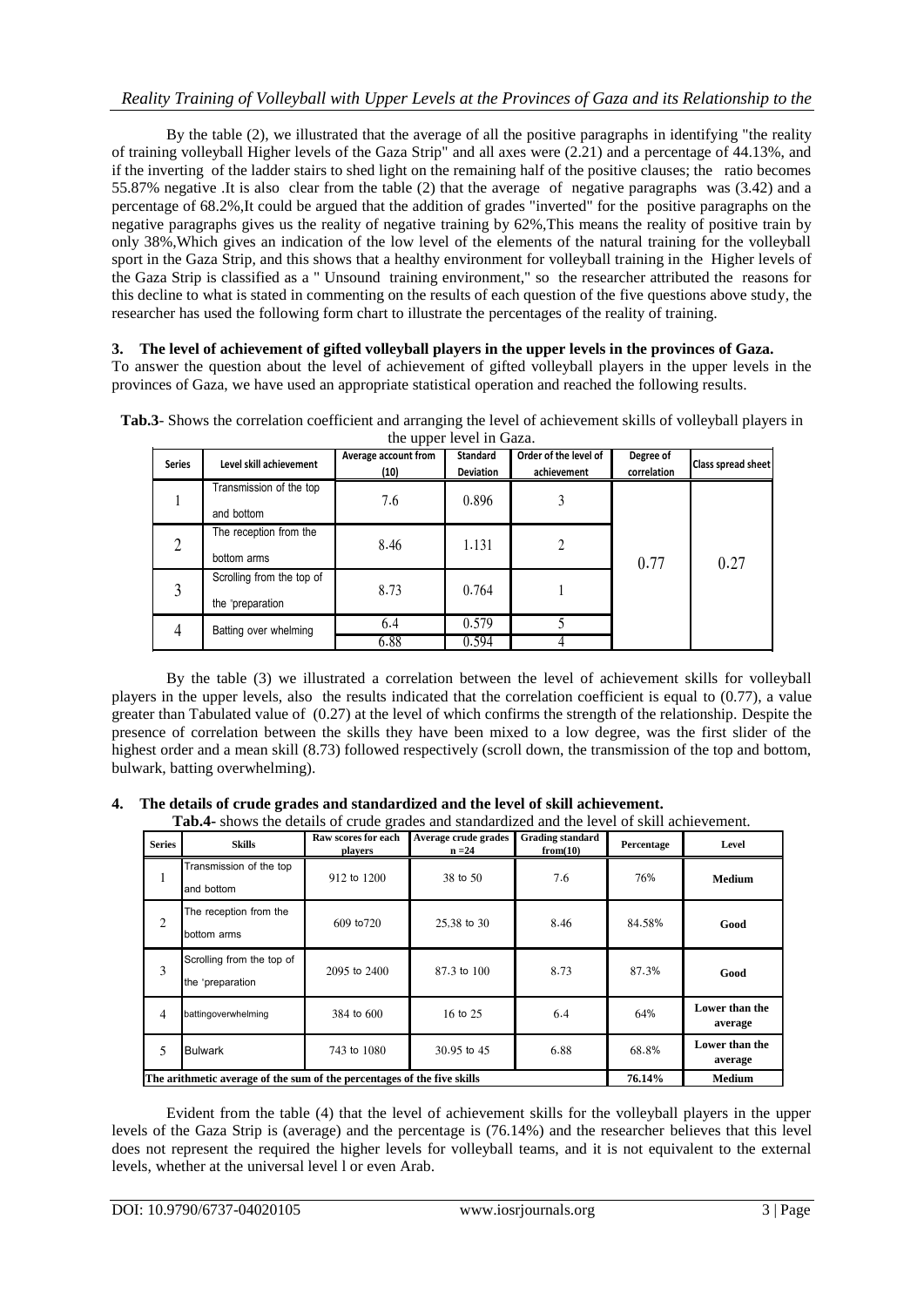By the table (2), we illustrated that the average of all the positive paragraphs in identifying "the reality of training volleyball Higher levels of the Gaza Strip" and all axes were (2.21) and a percentage of 44.13%, and if the inverting of the ladder stairs to shed light on the remaining half of the positive clauses; the ratio becomes 55.87% negative .It is also clear from the table (2) that the average of negative paragraphs was (3.42) and a percentage of 68.2%,It could be argued that the addition of grades "inverted" for the positive paragraphs on the negative paragraphs gives us the reality of negative training by 62%,This means the reality of positive train by only 38%,Which gives an indication of the low level of the elements of the natural training for the volleyball sport in the Gaza Strip, and this shows that a healthy environment for volleyball training in the Higher levels of the Gaza Strip is classified as a " Unsound training environment," so the researcher attributed the reasons for this decline to what is stated in commenting on the results of each question of the five questions above study, the researcher has used the following form chart to illustrate the percentages of the reality of training.

**3. The level of achievement of gifted volleyball players in the upper levels in the provinces of Gaza.**

To answer the question about the level of achievement of gifted volleyball players in the upper levels in the provinces of Gaza, we have used an appropriate statistical operation and reached the following results.

**Tab.3**- Shows the correlation coefficient and arranging the level of achievement skills of volleyball players in the upper level in Gaza.

| Series | Level skill achievement | Average account from (10) | Standard Deviation | Order of the level of achievement | Degree of correlation | Class spread sheet |
|---|---|---|---|---|---|---|
| 1 | Transmission of the top and bottom | 7.6 | 0.896 | 3 | 0.77 | 0.27 |
| 2 | The reception from the bottom arms | 8.46 | 1.131 | 2 | | |
| 3 | Scrolling from the top of the 'preparation | 8.73 | 0.764 | 1 | | |
| 4 | Batting over whelming | 6.4 | 0.579 | 5 | | |
| | | 6.88 | 0.594 | 4 | | |

By the table (3) we illustrated a correlation between the level of achievement skills for volleyball players in the upper levels, also the results indicated that the correlation coefficient is equal to (0.77), a value greater than Tabulated value of (0.27) at the level of which confirms the strength of the relationship. Despite the presence of correlation between the skills they have been mixed to a low degree, was the first slider of the highest order and a mean skill (8.73) followed respectively (scroll down, the transmission of the top and bottom, bulwark, batting overwhelming).

**4. The details of crude grades and standardized and the level of skill achievement.**

**Tab.4**- shows the details of crude grades and standardized and the level of skill achievement.

| Series | Skills | Raw scores for each players | Average crude grades n =24 | Grading standard from(10) | Percentage | Level |
|---|---|---|---|---|---|---|
| 1 | Transmission of the top and bottom | 912 to 1200 | 38 to 50 | 7.6 | 76% | **Medium** |
| 2 | The reception from the bottom arms | 609 to720 | 25.38 to 30 | 8.46 | 84.58% | **Good** |
| 3 | Scrolling from the top of the 'preparation | 2095 to 2400 | 87.3 to 100 | 8.73 | 87.3% | **Good** |
| 4 | battingoverwhelming | 384 to 600 | 16 to 25 | 6.4 | 64% | **Lower than the average** |
| 5 | Bulwark | 743 to 1080 | 30.95 to 45 | 6.88 | 68.8% | **Lower than the average** |
| **The arithmetic average of the sum of the percentages of the five skills** | | | | | **76.14%** | **Medium** |

Evident from the table (4) that the level of achievement skills for the volleyball players in the upper levels of the Gaza Strip is (average) and the percentage is (76.14%) and the researcher believes that this level does not represent the required the higher levels for volleyball teams, and it is not equivalent to the external levels, whether at the universal level l or even Arab.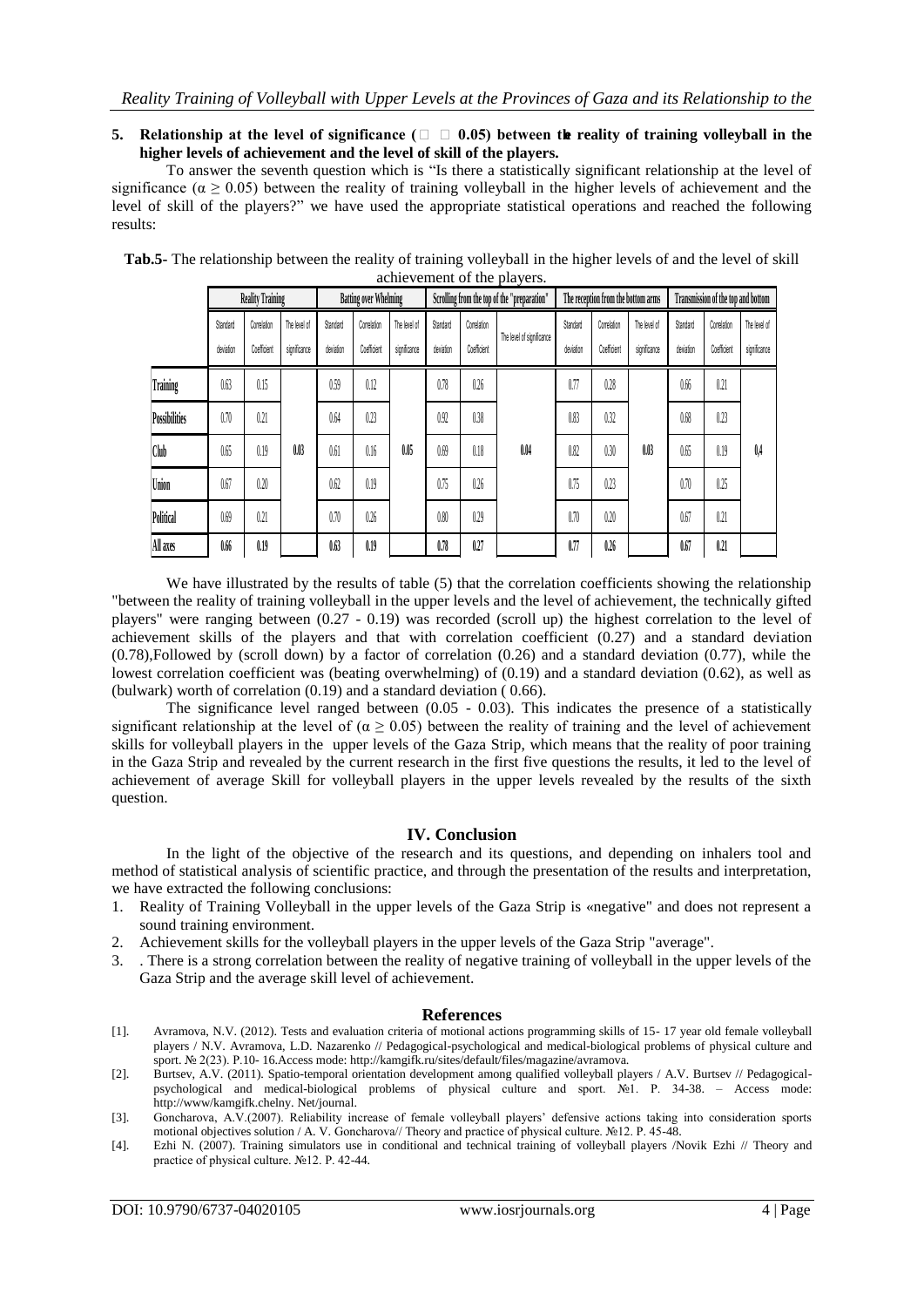**5. Relationship at the level of significance ($\alpha \geq 0.05$) between the reality of training volleyball in the higher levels of achievement and the level of skill of the players.**

To answer the seventh question which is "Is there a statistically significant relationship at the level of significance ($\alpha \geq 0.05$) between the reality of training volleyball in the higher levels of achievement and the level of skill of the players?" we have used the appropriate statistical operations and reached the following results:

**Tab.5-** The relationship between the reality of training volleyball in the higher levels of and the level of skill achievement of the players.

| | Reality Training | | | Batting over Whelming | | | Scrolling from the top of the "preparation" | | | The reception from the bottom arms | | | Transmission of the top and bottom | | |
|---|---|---|---|---|---|---|---|---|---|---|---|---|---|---|---|
| | Standard deviation | Correlation Coefficient | The level of significance | Standard deviation | Correlation Coefficient | The level of significance | Standard deviation | Correlation Coefficient | The level of significance | Standard deviation | Correlation Coefficient | The level of significance | Standard deviation | Correlation Coefficient | The level of significance |
| **Training** | 0.63 | 0.15 | | 0.59 | 0.12 | | 0.78 | 0.26 | | 0.77 | 0.28 | | 0.66 | 0.21 | |
| **Possibilities** | 0.70 | 0.21 | | 0.64 | 0.23 | | 0.92 | 0.38 | | 0.83 | 0.32 | | 0.68 | 0.23 | |
| **Club** | 0.65 | 0.19 | **0.03** | 0.61 | 0.16 | **0.05** | 0.69 | 0.18 | **0.04** | 0.82 | 0.30 | **0.03** | 0.65 | 0.19 | **0,4** |
| **Union** | 0.67 | 0.20 | | 0.62 | 0.19 | | 0.75 | 0.26 | | 0.75 | 0.23 | | 0.70 | 0.25 | |
| **Political** | 0.69 | 0.21 | | 0.70 | 0.26 | | 0.80 | 0.29 | | 0.70 | 0.20 | | 0.67 | 0.21 | |
| **All axes** | **0.66** | **0.19** | | **0.63** | **0.19** | | **0.78** | **0.27** | | **0.77** | **0.26** | | **0.67** | **0.21** | |

We have illustrated by the results of table (5) that the correlation coefficients showing the relationship "between the reality of training volleyball in the upper levels and the level of achievement, the technically gifted players" were ranging between (0.27 - 0.19) was recorded (scroll up) the highest correlation to the level of achievement skills of the players and that with correlation coefficient (0.27) and a standard deviation (0.78),Followed by (scroll down) by a factor of correlation (0.26) and a standard deviation (0.77), while the lowest correlation coefficient was (beating overwhelming) of (0.19) and a standard deviation (0.62), as well as (bulwark) worth of correlation (0.19) and a standard deviation ( 0.66).

The significance level ranged between (0.05 - 0.03). This indicates the presence of a statistically significant relationship at the level of ($\alpha \geq 0.05$) between the reality of training and the level of achievement skills for volleyball players in the upper levels of the Gaza Strip, which means that the reality of poor training in the Gaza Strip and revealed by the current research in the first five questions the results, it led to the level of achievement of average Skill for volleyball players in the upper levels revealed by the results of the sixth question.

## IV. Conclusion

In the light of the objective of the research and its questions, and depending on inhalers tool and method of statistical analysis of scientific practice, and through the presentation of the results and interpretation, we have extracted the following conclusions:

1. Reality of Training Volleyball in the upper levels of the Gaza Strip is «negative" and does not represent a sound training environment.
2. Achievement skills for the volleyball players in the upper levels of the Gaza Strip "average".
3. . There is a strong correlation between the reality of negative training of volleyball in the upper levels of the Gaza Strip and the average skill level of achievement.

## References

[1]. Avramova, N.V. (2012). Tests and evaluation criteria of motional actions programming skills of 15- 17 year old female volleyball players / N.V. Avramova, L.D. Nazarenko // Pedagogical-psychological and medical-biological problems of physical culture and sport. № 2(23). P.10- 16.Access mode: http://kamgifk.ru/sites/default/files/magazine/avramova.

[2]. Burtsev, A.V. (2011). Spatio-temporal orientation development among qualified volleyball players / A.V. Burtsev // Pedagogical-psychological and medical-biological problems of physical culture and sport. №1. P. 34-38. – Access mode: http://www/kamgifk.chelny. Net/journal.

[3]. Goncharova, A.V.(2007). Reliability increase of female volleyball players' defensive actions taking into consideration sports motional objectives solution / A. V. Goncharova// Theory and practice of physical culture. №12. P. 45-48.

[4]. Ezhi N. (2007). Training simulators use in conditional and technical training of volleyball players /Novik Ezhi // Theory and practice of physical culture. №12. P. 42-44.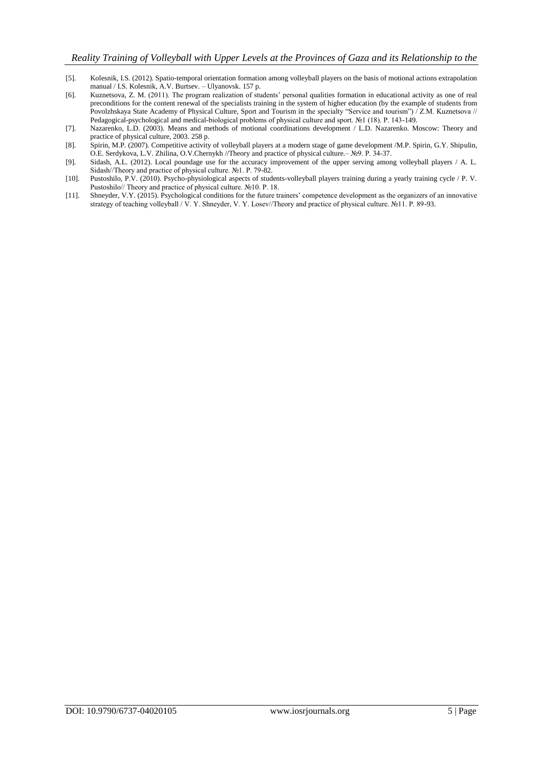[5]. Kolesnik, I.S. (2012). Spatio-temporal orientation formation among volleyball players on the basis of motional actions extrapolation manual / I.S. Kolesnik, A.V. Burtsev. – Ulyanovsk. 157 p.

[6]. Kuznetsova, Z. M. (2011). The program realization of students' personal qualities formation in educational activity as one of real preconditions for the content renewal of the specialists training in the system of higher education (by the example of students from Povolzhskaya State Academy of Physical Culture, Sport and Tourism in the specialty "Service and tourism") / Z.M. Kuznetsova // Pedagogical-psychological and medical-biological problems of physical culture and sport. №1 (18). P. 143-149.

[7]. Nazarenko, L.D. (2003). Means and methods of motional coordinations development / L.D. Nazarenko. Moscow: Theory and practice of physical culture, 2003. 258 p.

[8]. Spirin, M.P. (2007). Competitive activity of volleyball players at a modern stage of game development /M.P. Spirin, G.Y. Shipulin, O.E. Serdykova, L.V. Zhilina, O.V.Chernykh //Theory and practice of physical culture.– №9. P. 34-37.

[9]. Sidash, A.L. (2012). Local poundage use for the accuracy improvement of the upper serving among volleyball players / A. L. Sidash//Theory and practice of physical culture. №1. P. 79-82.

[10]. Pustoshilo, P.V. (2010). Psycho-physiological aspects of students-volleyball players training during a yearly training cycle / P. V. Pustoshilo// Theory and practice of physical culture. №10. P. 18.

[11]. Shneyder, V.Y. (2015). Psychological conditions for the future trainers' competence development as the organizers of an innovative strategy of teaching volleyball / V. Y. Shneyder, V. Y. Losev//Theory and practice of physical culture. №11. P. 89-93.